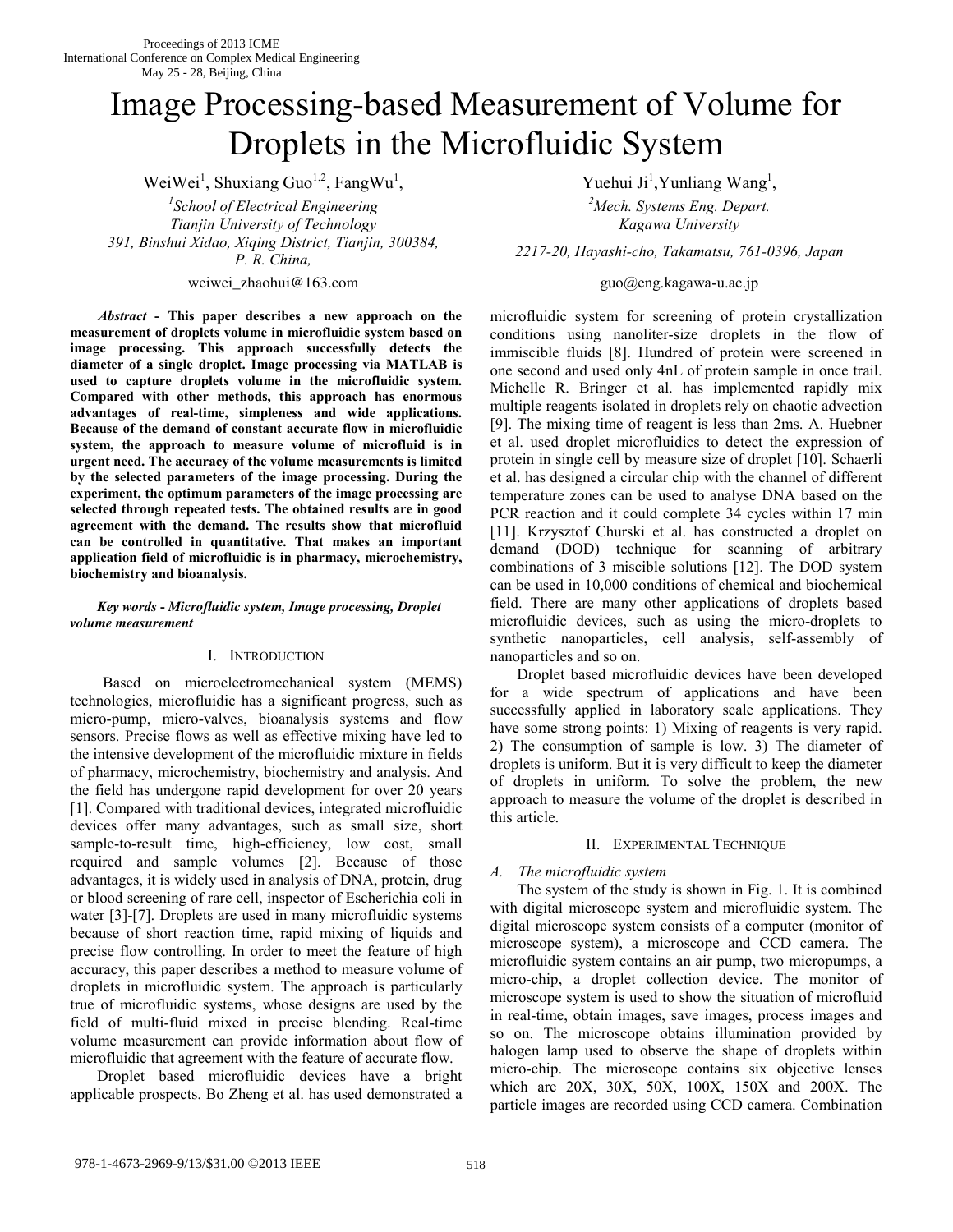# Image Processing-based Measurement of Volume for Droplets in the Microfluidic System

WeiWei[1], Shuxiang Guo[1,2], FangWu[1], Yuehui Ji[1], Yunliang Wang[1],

[1]School of Electrical Engineering
Tianjin University of Technology
391, Binshui Xidao, Xiqing District, Tianjin, 300384, P. R. China,
weiwei_zhaohui@163.com

[2]Mech. Systems Eng. Depart.
Kagawa University
2217-20, Hayashi-cho, Takamatsu, 761-0396, Japan
guo@eng.kagawa-u.ac.jp

***Abstract* - This paper describes a new approach on the measurement of droplets volume in microfluidic system based on image processing. This approach successfully detects the diameter of a single droplet. Image processing via MATLAB is used to capture droplets volume in the microfluidic system. Compared with other methods, this approach has enormous advantages of real-time, simpleness and wide applications. Because of the demand of constant accurate flow in microfluidic system, the approach to measure volume of microfluid is in urgent need. The accuracy of the volume measurements is limited by the selected parameters of the image processing. During the experiment, the optimum parameters of the image processing are selected through repeated tests. The obtained results are in good agreement with the demand. The results show that microfluid can be controlled in quantitative. That makes an important application field of microfluidic is in pharmacy, microchemistry, biochemistry and bioanalysis.**

***Key words - Microfluidic system, Image processing, Droplet volume measurement***

## I. Introduction

Based on microelectromechanical system (MEMS) technologies, microfluidic has a significant progress, such as micro-pump, micro-valves, bioanalysis systems and flow sensors. Precise flows as well as effective mixing have led to the intensive development of the microfluidic mixture in fields of pharmacy, microchemistry, biochemistry and analysis. And the field has undergone rapid development for over 20 years [1]. Compared with traditional devices, integrated microfluidic devices offer many advantages, such as small size, short sample-to-result time, high-efficiency, low cost, small required and sample volumes [2]. Because of those advantages, it is widely used in analysis of DNA, protein, drug or blood screening of rare cell, inspector of Escherichia coli in water [3]-[7]. Droplets are used in many microfluidic systems because of short reaction time, rapid mixing of liquids and precise flow controlling. In order to meet the feature of high accuracy, this paper describes a method to measure volume of droplets in microfluidic system. The approach is particularly true of microfluidic systems, whose designs are used by the field of multi-fluid mixed in precise blending. Real-time volume measurement can provide information about flow of microfluidic that agreement with the feature of accurate flow.

Droplet based microfluidic devices have a bright applicable prospects. Bo Zheng et al. has used demonstrated a microfluidic system for screening of protein crystallization conditions using nanoliter-size droplets in the flow of immiscible fluids [8]. Hundred of protein were screened in one second and used only 4nL of protein sample in once trail. Michelle R. Bringer et al. has implemented rapidly mix multiple reagents isolated in droplets rely on chaotic advection [9]. The mixing time of reagent is less than 2ms. A. Huebner et al. used droplet microfluidics to detect the expression of protein in single cell by measure size of droplet [10]. Schaerli et al. has designed a circular chip with the channel of different temperature zones can be used to analyse DNA based on the PCR reaction and it could complete 34 cycles within 17 min [11]. Krzysztof Churski et al. has constructed a droplet on demand (DOD) technique for scanning of arbitrary combinations of 3 miscible solutions [12]. The DOD system can be used in 10,000 conditions of chemical and biochemical field. There are many other applications of droplets based microfluidic devices, such as using the micro-droplets to synthetic nanoparticles, cell analysis, self-assembly of nanoparticles and so on.

Droplet based microfluidic devices have been developed for a wide spectrum of applications and have been successfully applied in laboratory scale applications. They have some strong points: 1) Mixing of reagents is very rapid. 2) The consumption of sample is low. 3) The diameter of droplets is uniform. But it is very difficult to keep the diameter of droplets in uniform. To solve the problem, the new approach to measure the volume of the droplet is described in this article.

## II. Experimental Technique

### *A. The microfluidic system*

The system of the study is shown in Fig. 1. It is combined with digital microscope system and microfluidic system. The digital microscope system consists of a computer (monitor of microscope system), a microscope and CCD camera. The microfluidic system contains an air pump, two micropumps, a micro-chip, a droplet collection device. The monitor of microscope system is used to show the situation of microfluid in real-time, obtain images, save images, process images and so on. The microscope obtains illumination provided by halogen lamp used to observe the shape of droplets within micro-chip. The microscope contains six objective lenses which are 20X, 30X, 50X, 100X, 150X and 200X. The particle images are recorded using CCD camera. Combination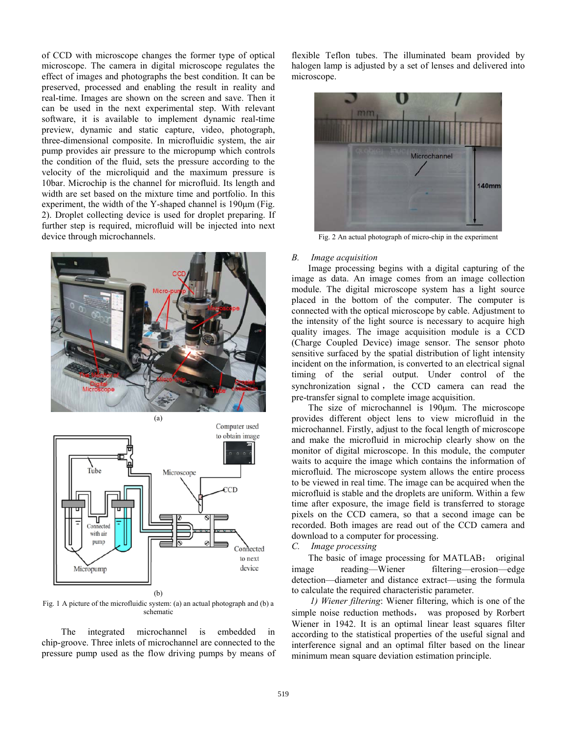of CCD with microscope changes the former type of optical microscope. The camera in digital microscope regulates the effect of images and photographs the best condition. It can be preserved, processed and enabling the result in reality and real-time. Images are shown on the screen and save. Then it can be used in the next experimental step. With relevant software, it is available to implement dynamic real-time preview, dynamic and static capture, video, photograph, three-dimensional composite. In microfluidic system, the air pump provides air pressure to the micropump which controls the condition of the fluid, sets the pressure according to the velocity of the microliquid and the maximum pressure is 10bar. Microchip is the channel for microfluid. Its length and width are set based on the mixture time and portfolio. In this experiment, the width of the Y-shaped channel is 190μm (Fig. 2). Droplet collecting device is used for droplet preparing. If further step is required, microfluid will be injected into next device through microchannels.

Fig. 1 A picture of the microfluidic system: (a) an actual photograph and (b) a schematic

The integrated microchannel is embedded in chip-groove. Three inlets of microchannel are connected to the pressure pump used as the flow driving pumps by means of flexible Teflon tubes. The illuminated beam provided by halogen lamp is adjusted by a set of lenses and delivered into microscope.

Fig. 2 An actual photograph of micro-chip in the experiment

### B. *Image acquisition*

Image processing begins with a digital capturing of the image as data. An image comes from an image collection module. The digital microscope system has a light source placed in the bottom of the computer. The computer is connected with the optical microscope by cable. Adjustment to the intensity of the light source is necessary to acquire high quality images. The image acquisition module is a CCD (Charge Coupled Device) image sensor. The sensor photo sensitive surfaced by the spatial distribution of light intensity incident on the information, is converted to an electrical signal timing of the serial output. Under control of the synchronization signal， the CCD camera can read the pre-transfer signal to complete image acquisition.

The size of microchannel is 190μm. The microscope provides different object lens to view microfluid in the microchannel. Firstly, adjust to the focal length of microscope and make the microfluid in microchip clearly show on the monitor of digital microscope. In this module, the computer waits to acquire the image which contains the information of microfluid. The microscope system allows the entire process to be viewed in real time. The image can be acquired when the microfluid is stable and the droplets are uniform. Within a few time after exposure, the image field is transferred to storage pixels on the CCD camera, so that a second image can be recorded. Both images are read out of the CCD camera and download to a computer for processing.

### C. *Image processing*

The basic of image processing for MATLAB： original image reading—Wiener filtering—erosion—edge detection—diameter and distance extract—using the formula to calculate the required characteristic parameter.

*1) Wiener filtering*: Wiener filtering, which is one of the simple noise reduction methods， was proposed by Rorbert Wiener in 1942. It is an optimal linear least squares filter according to the statistical properties of the useful signal and interference signal and an optimal filter based on the linear minimum mean square deviation estimation principle.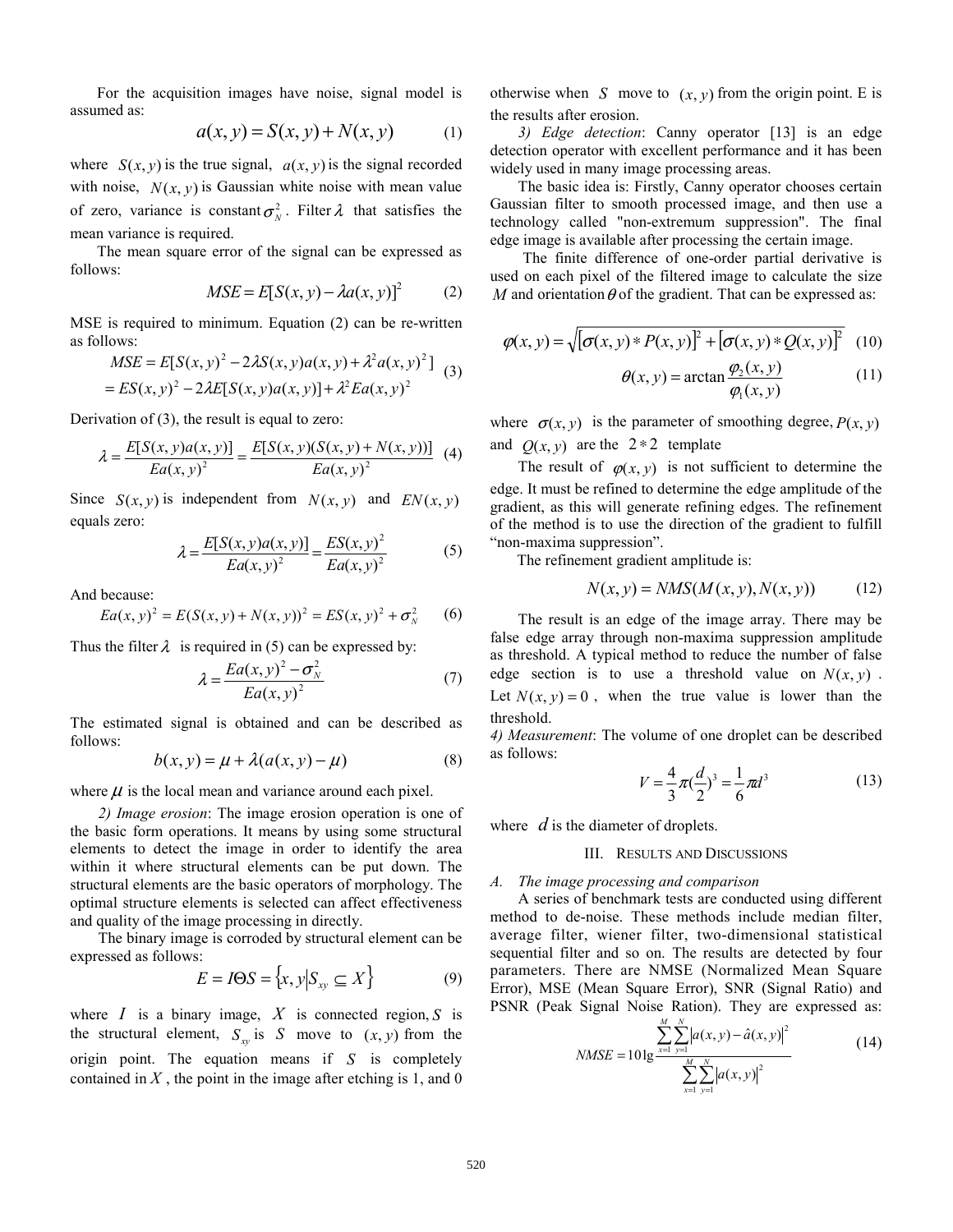For the acquisition images have noise, signal model is assumed as:

$$a(x,y) = S(x,y) + N(x,y) \tag{1}$$

where $S(x,y)$ is the true signal, $a(x,y)$ is the signal recorded with noise, $N(x,y)$ is Gaussian white noise with mean value of zero, variance is constant $\sigma_N^2$. Filter $\lambda$ that satisfies the mean variance is required.

The mean square error of the signal can be expressed as follows:

$$MSE = E[S(x,y) - \lambda a(x,y)]^2 \tag{2}$$

MSE is required to minimum. Equation (2) can be re-written as follows:

$$\begin{aligned} MSE &= E[S(x,y)^2 - 2\lambda S(x,y)a(x,y) + \lambda^2 a(x,y)^2] \\ &= ES(x,y)^2 - 2\lambda E[S(x,y)a(x,y)] + \lambda^2 Ea(x,y)^2 \end{aligned} \tag{3}$$

Derivation of (3), the result is equal to zero:

$$\lambda = \frac{E[S(x,y)a(x,y)]}{Ea(x,y)^2} = \frac{E[S(x,y)(S(x,y)+N(x,y))]}{Ea(x,y)^2} \tag{4}$$

Since $S(x,y)$ is independent from $N(x,y)$ and $EN(x,y)$ equals zero:

$$\lambda = \frac{E[S(x,y)a(x,y)]}{Ea(x,y)^2} = \frac{ES(x,y)^2}{Ea(x,y)^2} \tag{5}$$

And because:

$$Ea(x,y)^2 = E(S(x,y)+N(x,y))^2 = ES(x,y)^2 + \sigma_N^2 \tag{6}$$

Thus the filter $\lambda$ is required in (5) can be expressed by:

$$\lambda = \frac{Ea(x,y)^2 - \sigma_N^2}{Ea(x,y)^2} \tag{7}$$

The estimated signal is obtained and can be described as follows:

$$b(x,y) = \mu + \lambda(a(x,y) - \mu) \tag{8}$$

where $\mu$ is the local mean and variance around each pixel.

*2) Image erosion*: The image erosion operation is one of the basic form operations. It means by using some structural elements to detect the image in order to identify the area within it where structural elements can be put down. The structural elements are the basic operators of morphology. The optimal structure elements is selected can affect effectiveness and quality of the image processing in directly.

The binary image is corroded by structural element can be expressed as follows:

$$E = I \Theta S = \{x, y | S_{xy} \subseteq X\} \tag{9}$$

where $I$ is a binary image, $X$ is connected region, $S$ is the structural element, $S_{xy}$ is $S$ move to $(x,y)$ from the origin point. The equation means if $S$ is completely contained in $X$, the point in the image after etching is 1, and 0 otherwise when $S$ move to $(x,y)$ from the origin point. E is the results after erosion.

*3) Edge detection*: Canny operator [13] is an edge detection operator with excellent performance and it has been widely used in many image processing areas.

The basic idea is: Firstly, Canny operator chooses certain Gaussian filter to smooth processed image, and then use a technology called "non-extremum suppression". The final edge image is available after processing the certain image.

The finite difference of one-order partial derivative is used on each pixel of the filtered image to calculate the size $M$ and orientation $\theta$ of the gradient. That can be expressed as:

$$\varphi(x,y) = \sqrt{[\sigma(x,y) * P(x,y)]^2 + [\sigma(x,y) * Q(x,y)]^2} \tag{10}$$

$$\theta(x,y) = \arctan \frac{\varphi_2(x,y)}{\varphi_1(x,y)} \tag{11}$$

where $\sigma(x,y)$ is the parameter of smoothing degree, $P(x,y)$ and $Q(x,y)$ are the $2*2$ template

The result of $\varphi(x,y)$ is not sufficient to determine the edge. It must be refined to determine the edge amplitude of the gradient, as this will generate refining edges. The refinement of the method is to use the direction of the gradient to fulfill "non-maxima suppression".

The refinement gradient amplitude is:

$$N(x,y) = NMS(M(x,y), N(x,y)) \tag{12}$$

The result is an edge of the image array. There may be false edge array through non-maxima suppression amplitude as threshold. A typical method to reduce the number of false edge section is to use a threshold value on $N(x,y)$. Let $N(x,y) = 0$, when the true value is lower than the threshold.

*4) Measurement*: The volume of one droplet can be described as follows:

$$V = \frac{4}{3}\pi\left(\frac{d}{2}\right)^3 = \frac{1}{6}\pi d^3 \tag{13}$$

where $d$ is the diameter of droplets.

## III. RESULTS AND DISCUSSIONS

### *A. The image processing and comparison*

A series of benchmark tests are conducted using different method to de-noise. These methods include median filter, average filter, wiener filter, two-dimensional statistical sequential filter and so on. The results are detected by four parameters. There are NMSE (Normalized Mean Square Error), MSE (Mean Square Error), SNR (Signal Ratio) and PSNR (Peak Signal Noise Ration). They are expressed as:

$$NMSE = 10\lg \frac{\sum_{x=1}^{M}\sum_{y=1}^{N} |a(x,y) - \hat{a}(x,y)|^2}{\sum_{x=1}^{M}\sum_{y=1}^{N} |a(x,y)|^2} \tag{14}$$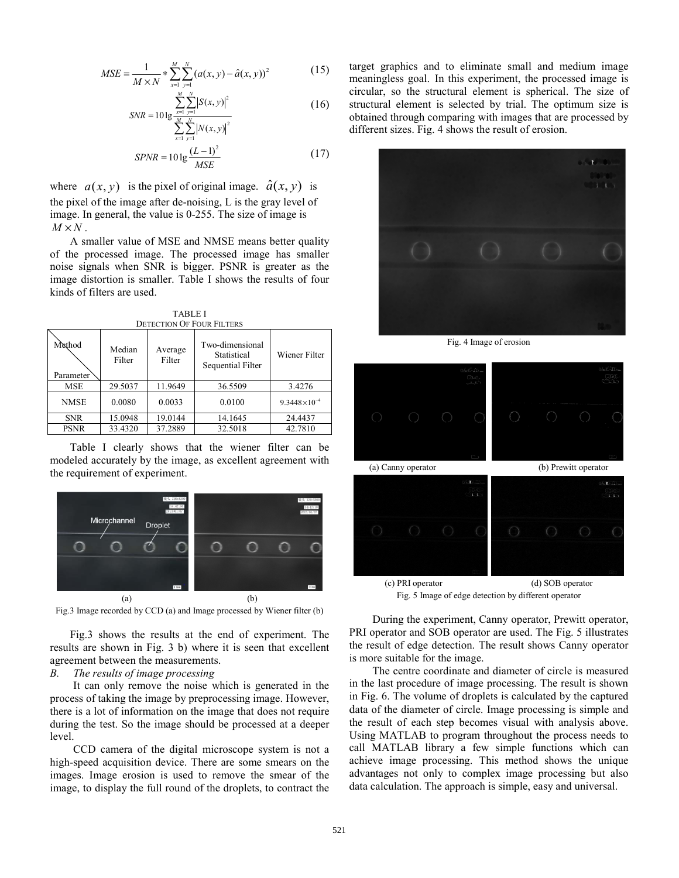$$MSE = \frac{1}{M \times N} * \sum_{x=1}^{M} \sum_{y=1}^{N} (a(x,y) - \hat{a}(x,y))^2 \tag{15}$$

$$SNR = 10\lg \frac{\sum_{x=1}^{M} \sum_{y=1}^{N} |S(x,y)|^2}{\sum_{x=1}^{M} \sum_{y=1}^{N} |N(x,y)|^2} \tag{16}$$

$$SPNR = 10\lg \frac{(L-1)^2}{MSE} \tag{17}$$

where $a(x,y)$ is the pixel of original image. $\hat{a}(x,y)$ is the pixel of the image after de-noising, L is the gray level of image. In general, the value is 0-255. The size of image is $M \times N$.

A smaller value of MSE and NMSE means better quality of the processed image. The processed image has smaller noise signals when SNR is bigger. PSNR is greater as the image distortion is smaller. Table I shows the results of four kinds of filters are used.

TABLE I
DETECTION OF FOUR FILTERS

| Method / Parameter | Median Filter | Average Filter | Two-dimensional Statistical Sequential Filter | Wiener Filter |
|---|---|---|---|---|
| MSE | 29.5037 | 11.9649 | 36.5509 | 3.4276 |
| NMSE | 0.0080 | 0.0033 | 0.0100 | $9.3448 \times 10^{-4}$ |
| SNR | 15.0948 | 19.0144 | 14.1645 | 24.4437 |
| PSNR | 33.4320 | 37.2889 | 32.5018 | 42.7810 |

Table I clearly shows that the wiener filter can be modeled accurately by the image, as excellent agreement with the requirement of experiment.

Fig.3 Image recorded by CCD (a) and Image processed by Wiener filter (b)

Fig.3 shows the results at the end of experiment. The results are shown in Fig. 3 b) where it is seen that excellent agreement between the measurements.

### *B. The results of image processing*

It can only remove the noise which is generated in the process of taking the image by preprocessing image. However, there is a lot of information on the image that does not require during the test. So the image should be processed at a deeper level.

CCD camera of the digital microscope system is not a high-speed acquisition device. There are some smears on the images. Image erosion is used to remove the smear of the image, to display the full round of the droplets, to contract the target graphics and to eliminate small and medium image meaningless goal. In this experiment, the processed image is circular, so the structural element is spherical. The size of structural element is selected by trial. The optimum size is obtained through comparing with images that are processed by different sizes. Fig. 4 shows the result of erosion.

Fig. 4 Image of erosion

(a) Canny operator (b) Prewitt operator

(c) PRI operator (d) SOB operator

Fig. 5 Image of edge detection by different operator

During the experiment, Canny operator, Prewitt operator, PRI operator and SOB operator are used. The Fig. 5 illustrates the result of edge detection. The result shows Canny operator is more suitable for the image.

The centre coordinate and diameter of circle is measured in the last procedure of image processing. The result is shown in Fig. 6. The volume of droplets is calculated by the captured data of the diameter of circle. Image processing is simple and the result of each step becomes visual with analysis above. Using MATLAB to program throughout the process needs to call MATLAB library a few simple functions which can achieve image processing. This method shows the unique advantages not only to complex image processing but also data calculation. The approach is simple, easy and universal.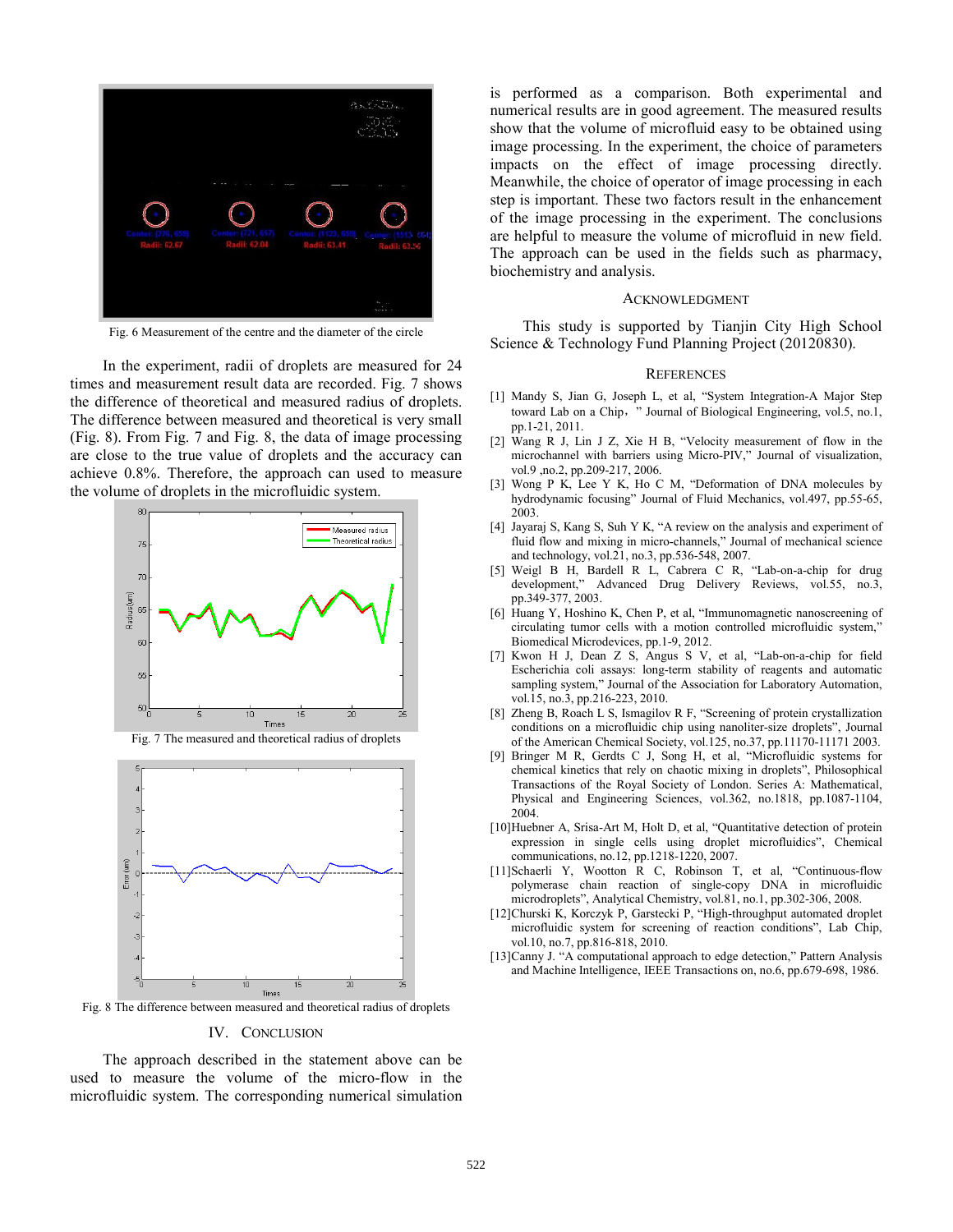Center: (226, 659)
Radii: 62.67

Center: (721, 657)
Radii: 62.04

Center: (1122, 659)
Radii: 63.41

Center: (1513, 654)
Radii: 63.54

Fig. 6 Measurement of the centre and the diameter of the circle

In the experiment, radii of droplets are measured for 24 times and measurement result data are recorded. Fig. 7 shows the difference of theoretical and measured radius of droplets. The difference between measured and theoretical is very small (Fig. 8). From Fig. 7 and Fig. 8, the data of image processing are close to the true value of droplets and the accuracy can achieve 0.8%. Therefore, the approach can used to measure the volume of droplets in the microfluidic system.

Measured radius
Theoretical radius

Radius (um)

80
75
70
65
60
55
50

0
5
10
15
20
25

Times

Fig. 7 The measured and theoretical radius of droplets

Error (um)

5
4
3
2
1
0
-1
-2
-3
-4
-5

0
5
10
15
20
25

Times

Fig. 8 The difference between measured and theoretical radius of droplets

## IV. Conclusion

The approach described in the statement above can be used to measure the volume of the micro-flow in the microfluidic system. The corresponding numerical simulation is performed as a comparison. Both experimental and numerical results are in good agreement. The measured results show that the volume of microfluid easy to be obtained using image processing. In the experiment, the choice of parameters impacts on the effect of image processing directly. Meanwhile, the choice of operator of image processing in each step is important. These two factors result in the enhancement of the image processing in the experiment. The conclusions are helpful to measure the volume of microfluid in new field. The approach can be used in the fields such as pharmacy, biochemistry and analysis.

## Acknowledgment

This study is supported by Tianjin City High School Science & Technology Fund Planning Project (20120830).

## References

[1] Mandy S, Jian G, Joseph L, et al, "System Integration-A Major Step toward Lab on a Chip，" Journal of Biological Engineering, vol.5, no.1, pp.1-21, 2011.

[2] Wang R J, Lin J Z, Xie H B, "Velocity measurement of flow in the microchannel with barriers using Micro-PIV," Journal of visualization, vol.9 ,no.2, pp.209-217, 2006.

[3] Wong P K, Lee Y K, Ho C M, "Deformation of DNA molecules by hydrodynamic focusing" Journal of Fluid Mechanics, vol.497, pp.55-65, 2003.

[4] Jayaraj S, Kang S, Suh Y K, "A review on the analysis and experiment of fluid flow and mixing in micro-channels," Journal of mechanical science and technology, vol.21, no.3, pp.536-548, 2007.

[5] Weigl B H, Bardell R L, Cabrera C R, "Lab-on-a-chip for drug development," Advanced Drug Delivery Reviews, vol.55, no.3, pp.349-377, 2003.

[6] Huang Y, Hoshino K, Chen P, et al, "Immunomagnetic nanoscreening of circulating tumor cells with a motion controlled microfluidic system," Biomedical Microdevices, pp.1-9, 2012.

[7] Kwon H J, Dean Z S, Angus S V, et al, "Lab-on-a-chip for field Escherichia coli assays: long-term stability of reagents and automatic sampling system," Journal of the Association for Laboratory Automation, vol.15, no.3, pp.216-223, 2010.

[8] Zheng B, Roach L S, Ismagilov R F, "Screening of protein crystallization conditions on a microfluidic chip using nanoliter-size droplets", Journal of the American Chemical Society, vol.125, no.37, pp.11170-11171 2003.

[9] Bringer M R, Gerdts C J, Song H, et al, "Microfluidic systems for chemical kinetics that rely on chaotic mixing in droplets", Philosophical Transactions of the Royal Society of London. Series A: Mathematical, Physical and Engineering Sciences, vol.362, no.1818, pp.1087-1104, 2004.

[10] Huebner A, Srisa-Art M, Holt D, et al, "Quantitative detection of protein expression in single cells using droplet microfluidics", Chemical communications, no.12, pp.1218-1220, 2007.

[11] Schaerli Y, Wootton R C, Robinson T, et al, "Continuous-flow polymerase chain reaction of single-copy DNA in microfluidic microdroplets", Analytical Chemistry, vol.81, no.1, pp.302-306, 2008.

[12] Churski K, Korczyk P, Garstecki P, "High-throughput automated droplet microfluidic system for screening of reaction conditions", Lab Chip, vol.10, no.7, pp.816-818, 2010.

[13] Canny J. "A computational approach to edge detection," Pattern Analysis and Machine Intelligence, IEEE Transactions on, no.6, pp.679-698, 1986.